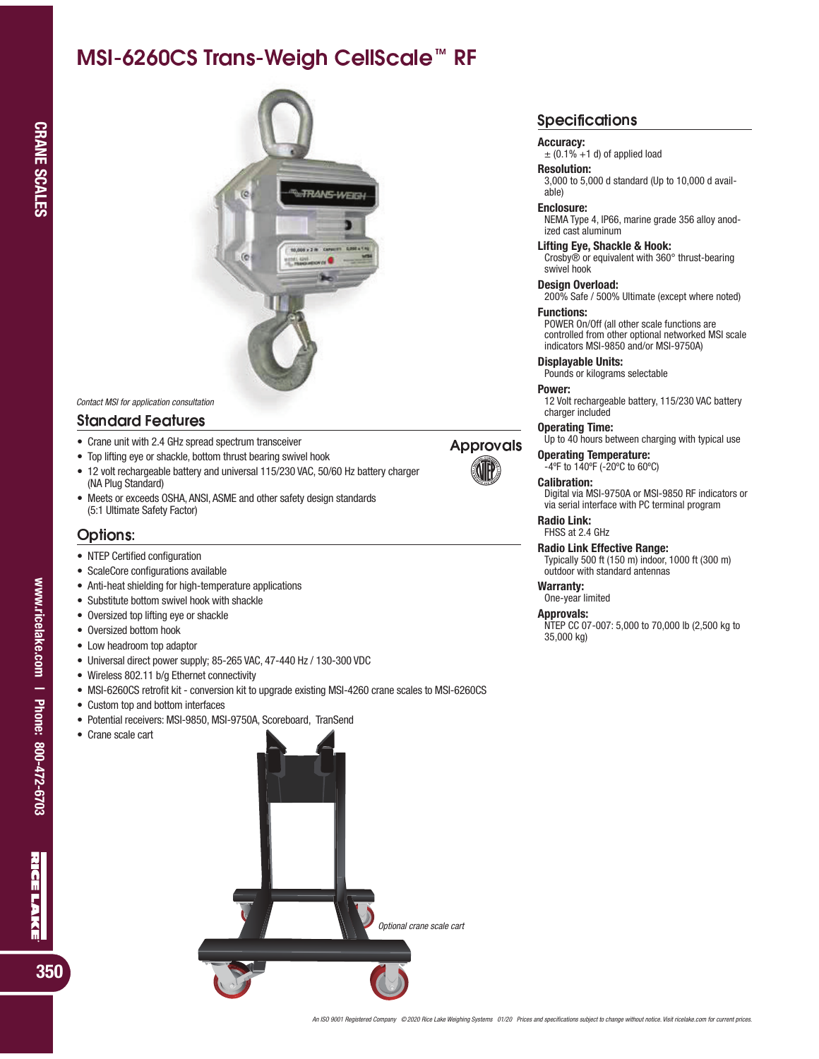# MSI-6260CS Trans-Weigh CellScale™ RF

*Contact MSI for application consultation*

## Standard Features

- Crane unit with 2.4 GHz spread spectrum transceiver
- Top lifting eye or shackle, bottom thrust bearing swivel hook
- 12 volt rechargeable battery and universal 115/230 VAC, 50/60 Hz battery charger (NA Plug Standard)
- Meets or exceeds OSHA, ANSI, ASME and other safety design standards (5:1 Ultimate Safety Factor)

## Approvals

## Options:

- NTEP Certified configuration
- ScaleCore configurations available
- Anti-heat shielding for high-temperature applications
- Substitute bottom swivel hook with shackle
- Oversized top lifting eye or shackle
- Oversized bottom hook
- Low headroom top adaptor
- Universal direct power supply; 85-265 VAC, 47-440 Hz / 130-300 VDC
- Wireless 802.11 b/g Ethernet connectivity
- MSI-6260CS retrofit kit - conversion kit to upgrade existing MSI-4260 crane scales to MSI-6260CS
- Custom top and bottom interfaces
- Potential receivers: MSI-9850, MSI-9750A, Scoreboard, TranSend
- Crane scale cart

*Optional crane scale cart*

## Specifications

**Accuracy:**
± (0.1% +1 d) of applied load

**Resolution:**
3,000 to 5,000 d standard (Up to 10,000 d available)

**Enclosure:**
NEMA Type 4, IP66, marine grade 356 alloy anodized cast aluminum

**Lifting Eye, Shackle & Hook:**
Crosby® or equivalent with 360° thrust-bearing swivel hook

**Design Overload:**
200% Safe / 500% Ultimate (except where noted)

**Functions:**
POWER On/Off (all other scale functions are controlled from other optional networked MSI scale indicators MSI-9850 and/or MSI-9750A)

**Displayable Units:**
Pounds or kilograms selectable

**Power:**
12 Volt rechargeable battery, 115/230 VAC battery charger included

**Operating Time:**
Up to 40 hours between charging with typical use

**Operating Temperature:**
-4ºF to 140ºF (-20ºC to 60ºC)

**Calibration:**
Digital via MSI-9750A or MSI-9850 RF indicators or via serial interface with PC terminal program

**Radio Link:**
FHSS at 2.4 GHz

**Radio Link Effective Range:**
Typically 500 ft (150 m) indoor, 1000 ft (300 m) outdoor with standard antennas

**Warranty:**
One-year limited

**Approvals:**
NTEP CC 07-007: 5,000 to 70,000 lb (2,500 kg to 35,000 kg)

*An ISO 9001 Registered Company © 2020 Rice Lake Weighing Systems 01/20 Prices and specifications subject to change without notice. Visit ricelake.com for current prices.*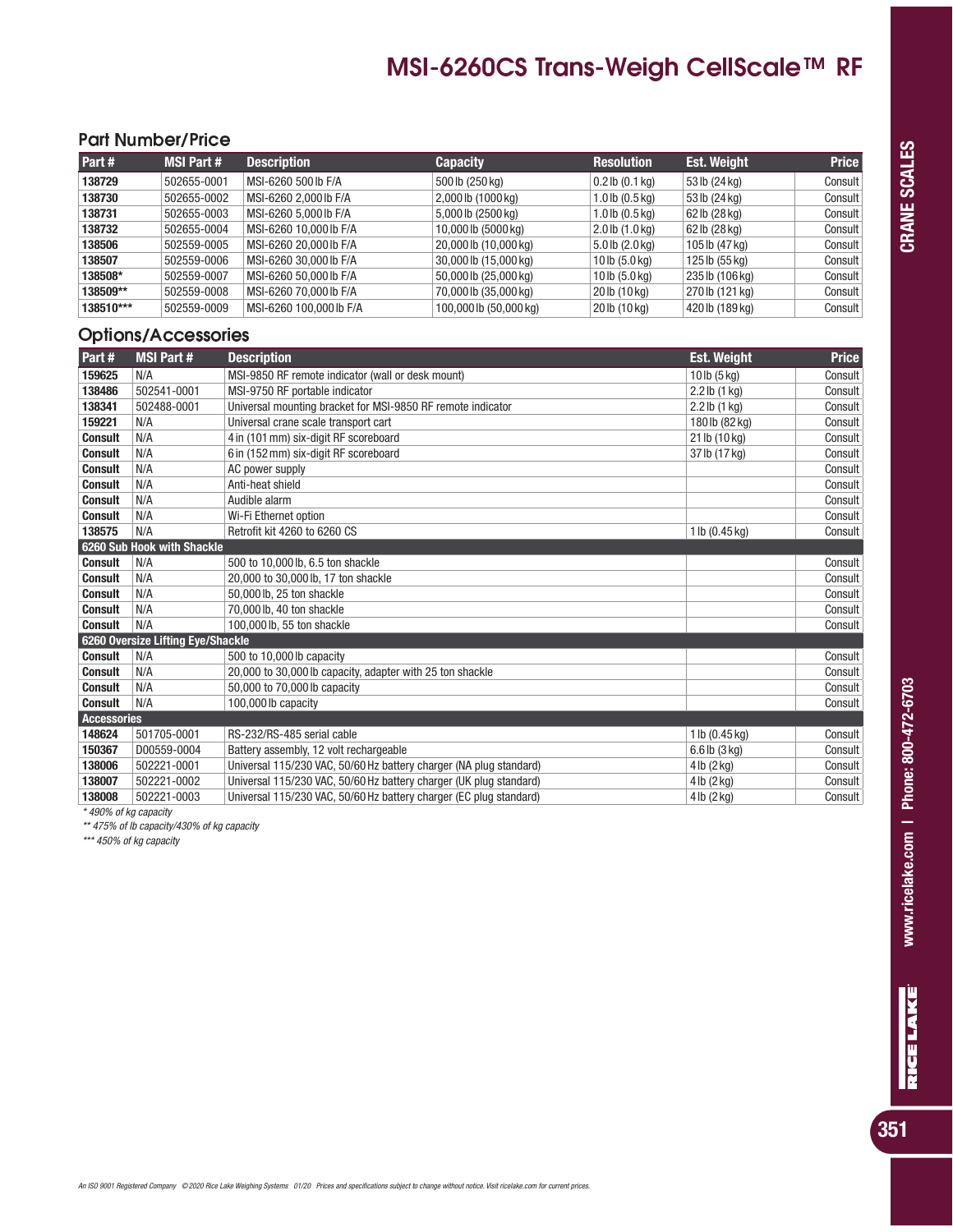# MSI-6260CS Trans-Weigh CellScale™ RF

## Part Number/Price

| Part # | MSI Part # | Description | Capacity | Resolution | Est. Weight | Price |
|---|---|---|---|---|---|---|
| **138729** | 502655-0001 | MSI-6260 500 lb F/A | 500 lb (250 kg) | 0.2 lb (0.1 kg) | 53 lb (24 kg) | Consult |
| **138730** | 502655-0002 | MSI-6260 2,000 lb F/A | 2,000 lb (1000 kg) | 1.0 lb (0.5 kg) | 53 lb (24 kg) | Consult |
| **138731** | 502655-0003 | MSI-6260 5,000 lb F/A | 5,000 lb (2500 kg) | 1.0 lb (0.5 kg) | 62 lb (28 kg) | Consult |
| **138732** | 502655-0004 | MSI-6260 10,000 lb F/A | 10,000 lb (5000 kg) | 2.0 lb (1.0 kg) | 62 lb (28 kg) | Consult |
| **138506** | 502559-0005 | MSI-6260 20,000 lb F/A | 20,000 lb (10,000 kg) | 5.0 lb (2.0 kg) | 105 lb (47 kg) | Consult |
| **138507** | 502559-0006 | MSI-6260 30,000 lb F/A | 30,000 lb (15,000 kg) | 10 lb (5.0 kg) | 125 lb (55 kg) | Consult |
| **138508*** | 502559-0007 | MSI-6260 50,000 lb F/A | 50,000 lb (25,000 kg) | 10 lb (5.0 kg) | 235 lb (106 kg) | Consult |
| **138509**** | 502559-0008 | MSI-6260 70,000 lb F/A | 70,000 lb (35,000 kg) | 20 lb (10 kg) | 270 lb (121 kg) | Consult |
| **138510***** | 502559-0009 | MSI-6260 100,000 lb F/A | 100,000 lb (50,000 kg) | 20 lb (10 kg) | 420 lb (189 kg) | Consult |

## Options/Accessories

| Part # | MSI Part # | Description | Est. Weight | Price |
|---|---|---|---|---|
| **159625** | N/A | MSI-9850 RF remote indicator (wall or desk mount) | 10 lb (5 kg) | Consult |
| **138486** | 502541-0001 | MSI-9750 RF portable indicator | 2.2 lb (1 kg) | Consult |
| **138341** | 502488-0001 | Universal mounting bracket for MSI-9850 RF remote indicator | 2.2 lb (1 kg) | Consult |
| **159221** | N/A | Universal crane scale transport cart | 180 lb (82 kg) | Consult |
| **Consult** | N/A | 4 in (101 mm) six-digit RF scoreboard | 21 lb (10 kg) | Consult |
| **Consult** | N/A | 6 in (152 mm) six-digit RF scoreboard | 37 lb (17 kg) | Consult |
| **Consult** | N/A | AC power supply | | Consult |
| **Consult** | N/A | Anti-heat shield | | Consult |
| **Consult** | N/A | Audible alarm | | Consult |
| **Consult** | N/A | Wi-Fi Ethernet option | | Consult |
| **138575** | N/A | Retrofit kit 4260 to 6260 CS | 1 lb (0.45 kg) | Consult |
| **6260 Sub Hook with Shackle** | | | | |
| **Consult** | N/A | 500 to 10,000 lb, 6.5 ton shackle | | Consult |
| **Consult** | N/A | 20,000 to 30,000 lb, 17 ton shackle | | Consult |
| **Consult** | N/A | 50,000 lb, 25 ton shackle | | Consult |
| **Consult** | N/A | 70,000 lb, 40 ton shackle | | Consult |
| **Consult** | N/A | 100,000 lb, 55 ton shackle | | Consult |
| **6260 Oversize Lifting Eye/Shackle** | | | | |
| **Consult** | N/A | 500 to 10,000 lb capacity | | Consult |
| **Consult** | N/A | 20,000 to 30,000 lb capacity, adapter with 25 ton shackle | | Consult |
| **Consult** | N/A | 50,000 to 70,000 lb capacity | | Consult |
| **Consult** | N/A | 100,000 lb capacity | | Consult |
| **Accessories** | | | | |
| **148624** | 501705-0001 | RS-232/RS-485 serial cable | 1 lb (0.45 kg) | Consult |
| **150367** | D00559-0004 | Battery assembly, 12 volt rechargeable | 6.6 lb (3 kg) | Consult |
| **138006** | 502221-0001 | Universal 115/230 VAC, 50/60 Hz battery charger (NA plug standard) | 4 lb (2 kg) | Consult |
| **138007** | 502221-0002 | Universal 115/230 VAC, 50/60 Hz battery charger (UK plug standard) | 4 lb (2 kg) | Consult |
| **138008** | 502221-0003 | Universal 115/230 VAC, 50/60 Hz battery charger (EC plug standard) | 4 lb (2 kg) | Consult |

*\* 490% of kg capacity*

*\*\* 475% of lb capacity/430% of kg capacity*

*\*\*\* 450% of kg capacity*

*An ISO 9001 Registered Company © 2020 Rice Lake Weighing Systems 01/20 Prices and specifications subject to change without notice. Visit ricelake.com for current prices.*